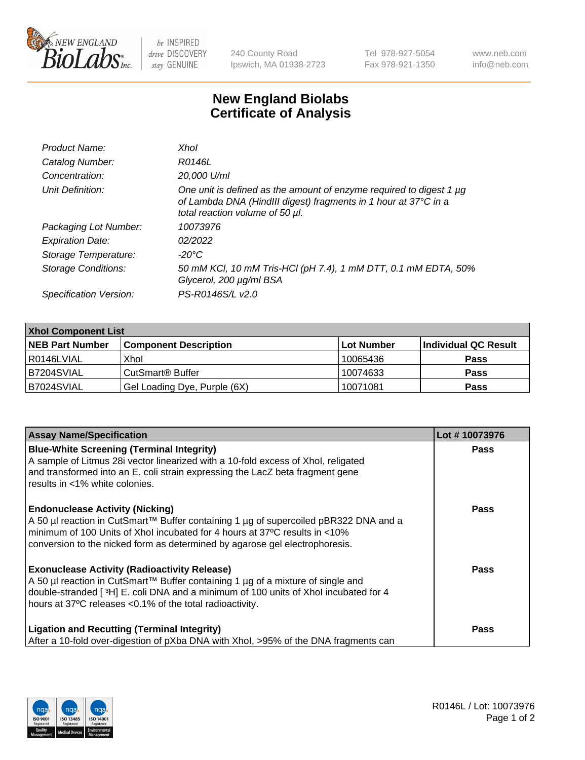# New England Biolabs Certificate of Analysis

| | |
|---|---|
| *Product Name:* | *XhoI* |
| *Catalog Number:* | *R0146L* |
| *Concentration:* | *20,000 U/ml* |
| *Unit Definition:* | *One unit is defined as the amount of enzyme required to digest 1 µg of Lambda DNA (HindIII digest) fragments in 1 hour at 37°C in a total reaction volume of 50 µl.* |
| *Packaging Lot Number:* | *10073976* |
| *Expiration Date:* | *02/2022* |
| *Storage Temperature:* | *-20°C* |
| *Storage Conditions:* | *50 mM KCl, 10 mM Tris-HCl (pH 7.4), 1 mM DTT, 0.1 mM EDTA, 50% Glycerol, 200 µg/ml BSA* |
| *Specification Version:* | *PS-R0146S/L v2.0* |

| XhoI Component List | | | |
|---|---|---|---|
| **NEB Part Number** | **Component Description** | **Lot Number** | **Individual QC Result** |
| R0146LVIAL | XhoI | 10065436 | **Pass** |
| B7204SVIAL | CutSmart® Buffer | 10074633 | **Pass** |
| B7024SVIAL | Gel Loading Dye, Purple (6X) | 10071081 | **Pass** |

| Assay Name/Specification | Lot # 10073976 |
|---|---|
| **Blue-White Screening (Terminal Integrity)** A sample of Litmus 28i vector linearized with a 10-fold excess of XhoI, religated and transformed into an E. coli strain expressing the LacZ beta fragment gene results in <1% white colonies. | **Pass** |
| **Endonuclease Activity (Nicking)** A 50 µl reaction in CutSmart™ Buffer containing 1 µg of supercoiled pBR322 DNA and a minimum of 100 Units of XhoI incubated for 4 hours at 37ºC results in <10% conversion to the nicked form as determined by agarose gel electrophoresis. | **Pass** |
| **Exonuclease Activity (Radioactivity Release)** A 50 µl reaction in CutSmart™ Buffer containing 1 µg of a mixture of single and double-stranded [ $^{3}$H] E. coli DNA and a minimum of 100 units of XhoI incubated for 4 hours at 37ºC releases <0.1% of the total radioactivity. | **Pass** |
| **Ligation and Recutting (Terminal Integrity)** After a 10-fold over-digestion of pXba DNA with XhoI, >95% of the DNA fragments can | **Pass** |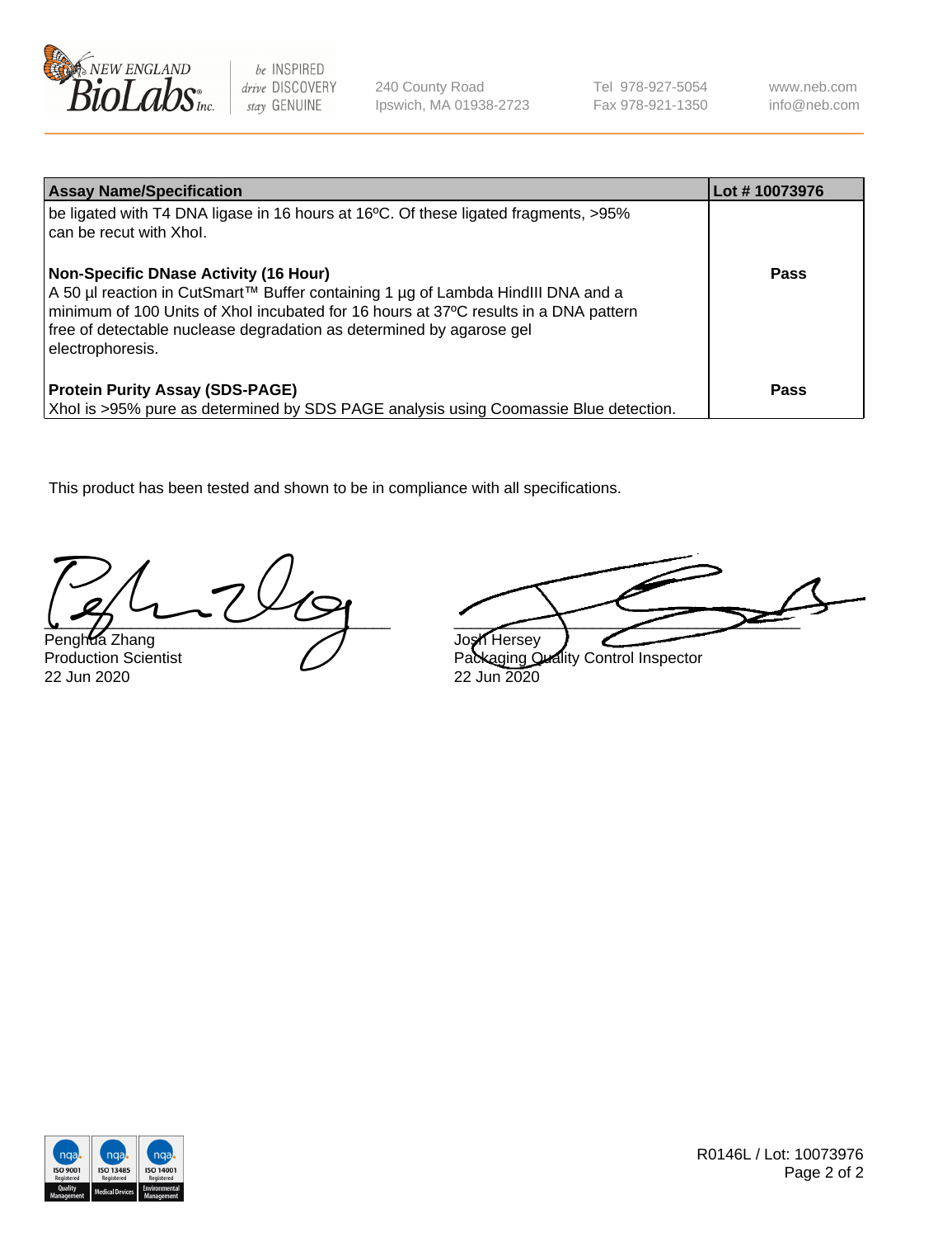| Assay Name/Specification | Lot # 10073976 |
|---|---|
| be ligated with T4 DNA ligase in 16 hours at 16ºC. Of these ligated fragments, >95% can be recut with XhoI. | |
| **Non-Specific DNase Activity (16 Hour)**<br>A 50 µl reaction in CutSmart™ Buffer containing 1 µg of Lambda HindIII DNA and a minimum of 100 Units of XhoI incubated for 16 hours at 37ºC results in a DNA pattern free of detectable nuclease degradation as determined by agarose gel electrophoresis. | **Pass** |
| **Protein Purity Assay (SDS-PAGE)**<br>XhoI is >95% pure as determined by SDS PAGE analysis using Coomassie Blue detection. | **Pass** |

This product has been tested and shown to be in compliance with all specifications.

Penghua Zhang
Production Scientist
22 Jun 2020

Josh Hersey
Packaging Quality Control Inspector
22 Jun 2020

R0146L / Lot: 10073976